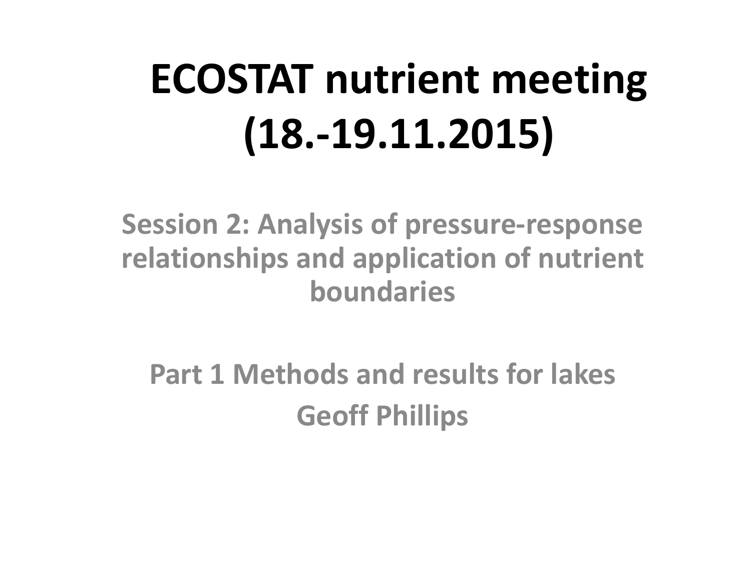# ECOSTAT nutrient meeting (18.-19.11.2015)

**Session 2: Analysis of pressure-response relationships and application of nutrient boundaries**

**Part 1 Methods and results for lakes**

**Geoff Phillips**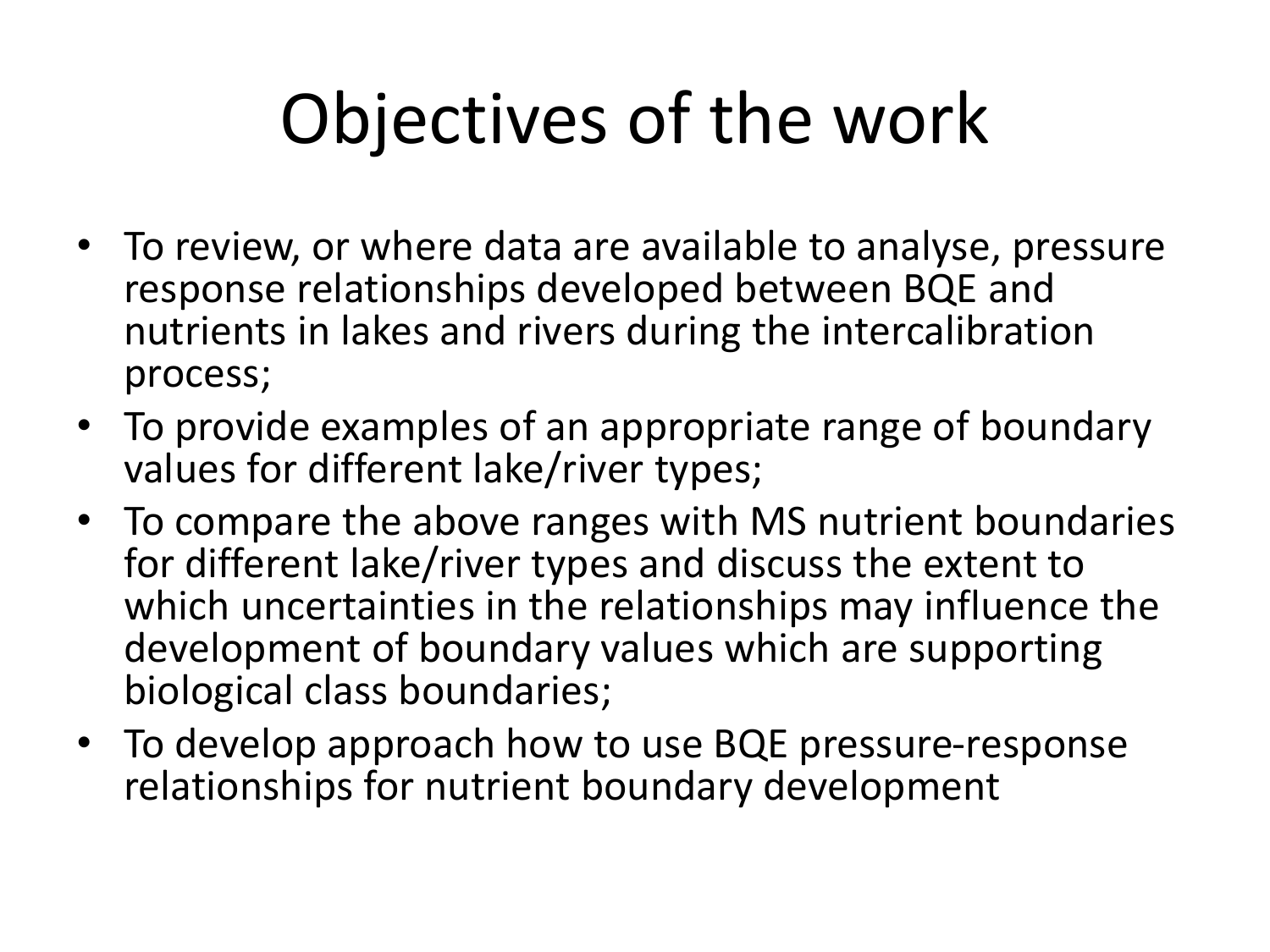# Objectives of the work

- To review, or where data are available to analyse, pressure response relationships developed between BQE and nutrients in lakes and rivers during the intercalibration process;
- To provide examples of an appropriate range of boundary values for different lake/river types;
- To compare the above ranges with MS nutrient boundaries for different lake/river types and discuss the extent to which uncertainties in the relationships may influence the development of boundary values which are supporting biological class boundaries;
- To develop approach how to use BQE pressure-response relationships for nutrient boundary development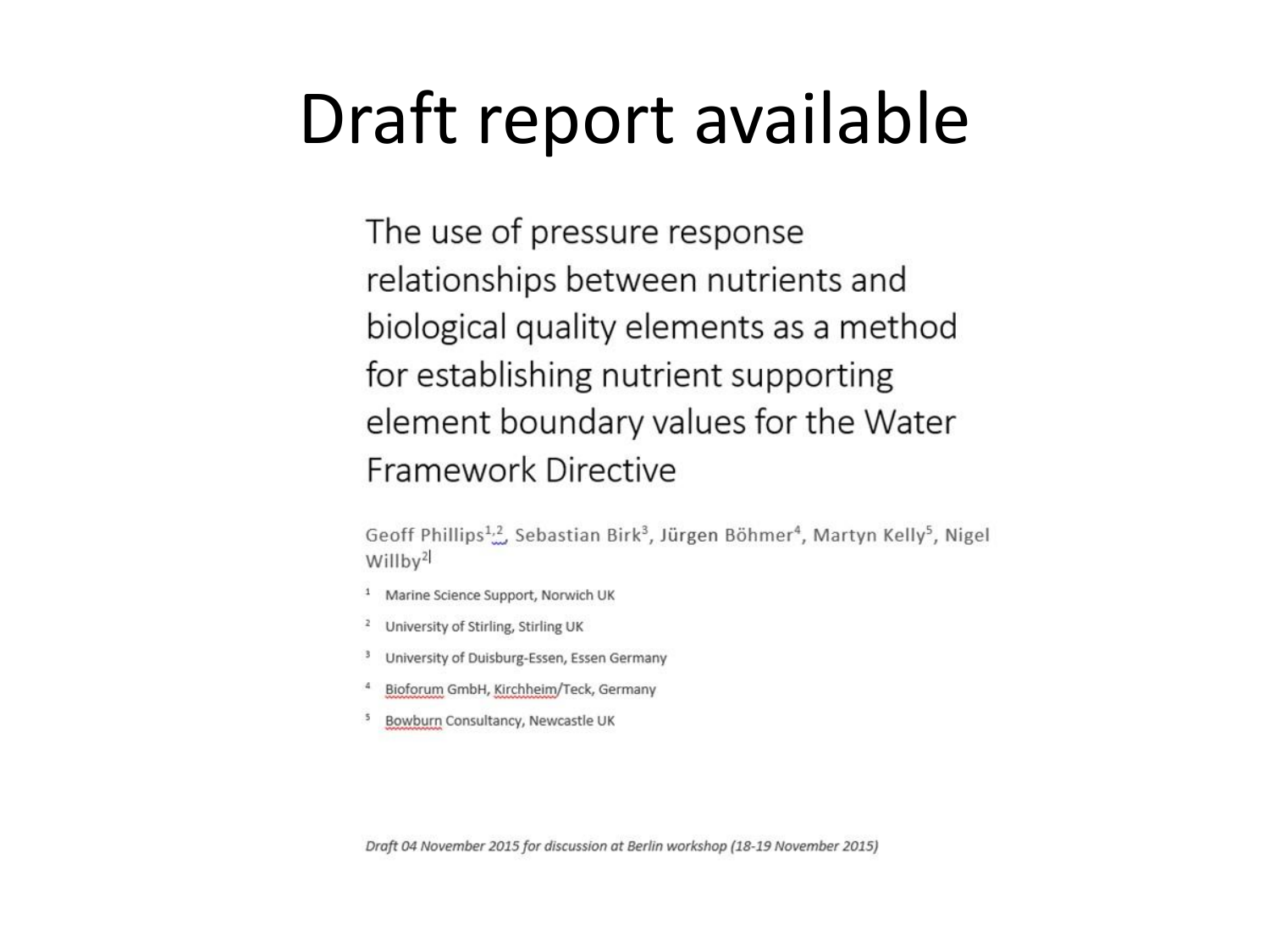# Draft report available

The use of pressure response relationships between nutrients and biological quality elements as a method for establishing nutrient supporting element boundary values for the Water Framework Directive

Geoff Phillips[1,2], Sebastian Birk[3], Jürgen Böhmer[4], Martyn Kelly[5], Nigel Willby[2]

[1] Marine Science Support, Norwich UK

[2] University of Stirling, Stirling UK

[3] University of Duisburg-Essen, Essen Germany

[4] Bioforum GmbH, Kirchheim/Teck, Germany

[5] Bowburn Consultancy, Newcastle UK

*Draft 04 November 2015 for discussion at Berlin workshop (18-19 November 2015)*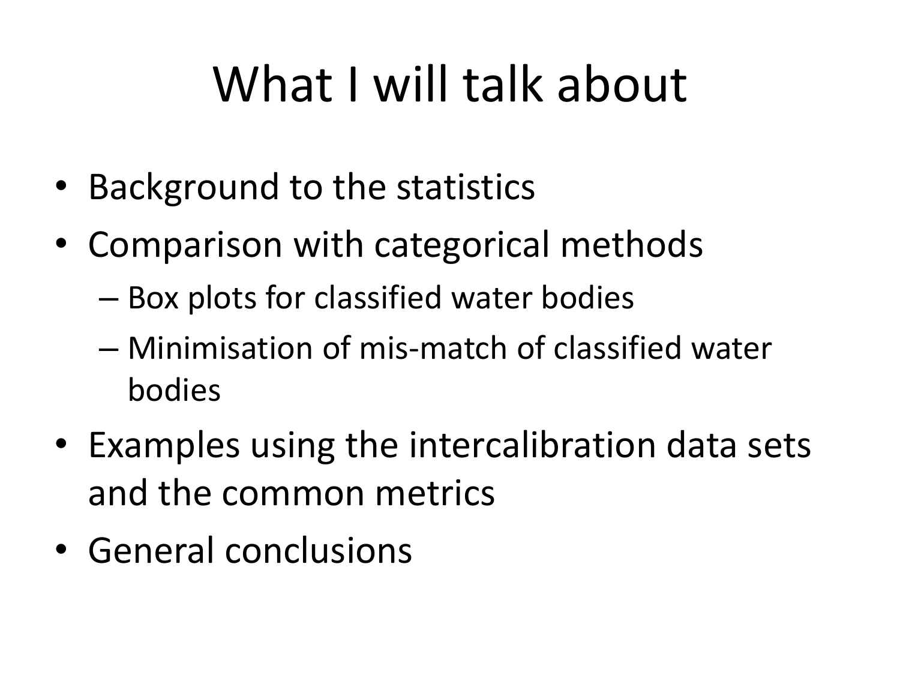# What I will talk about

- Background to the statistics
- Comparison with categorical methods
  - Box plots for classified water bodies
  - Minimisation of mis-match of classified water bodies
- Examples using the intercalibration data sets and the common metrics
- General conclusions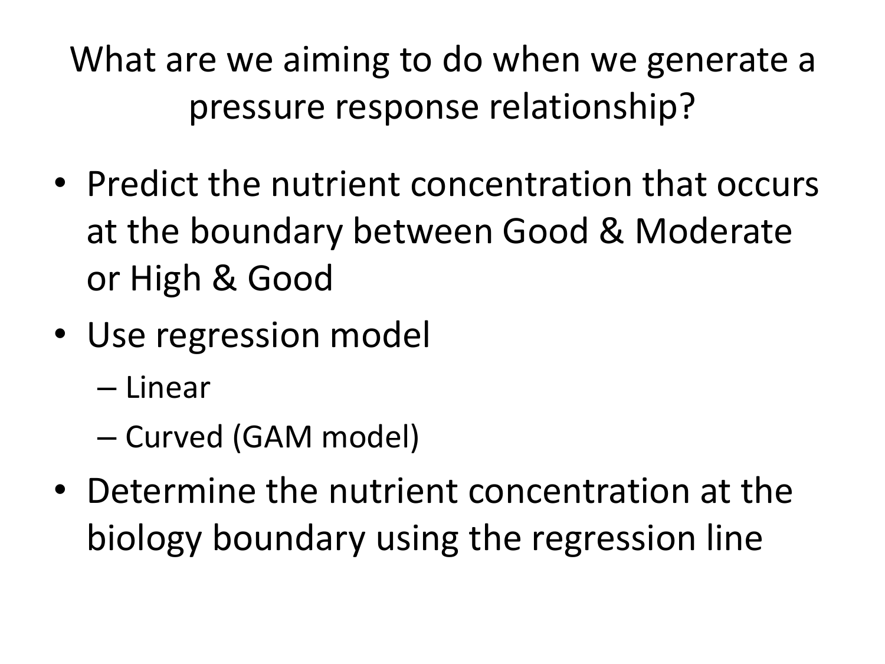# What are we aiming to do when we generate a pressure response relationship?

- Predict the nutrient concentration that occurs at the boundary between Good & Moderate or High & Good
- Use regression model
  - Linear
  - Curved (GAM model)
- Determine the nutrient concentration at the biology boundary using the regression line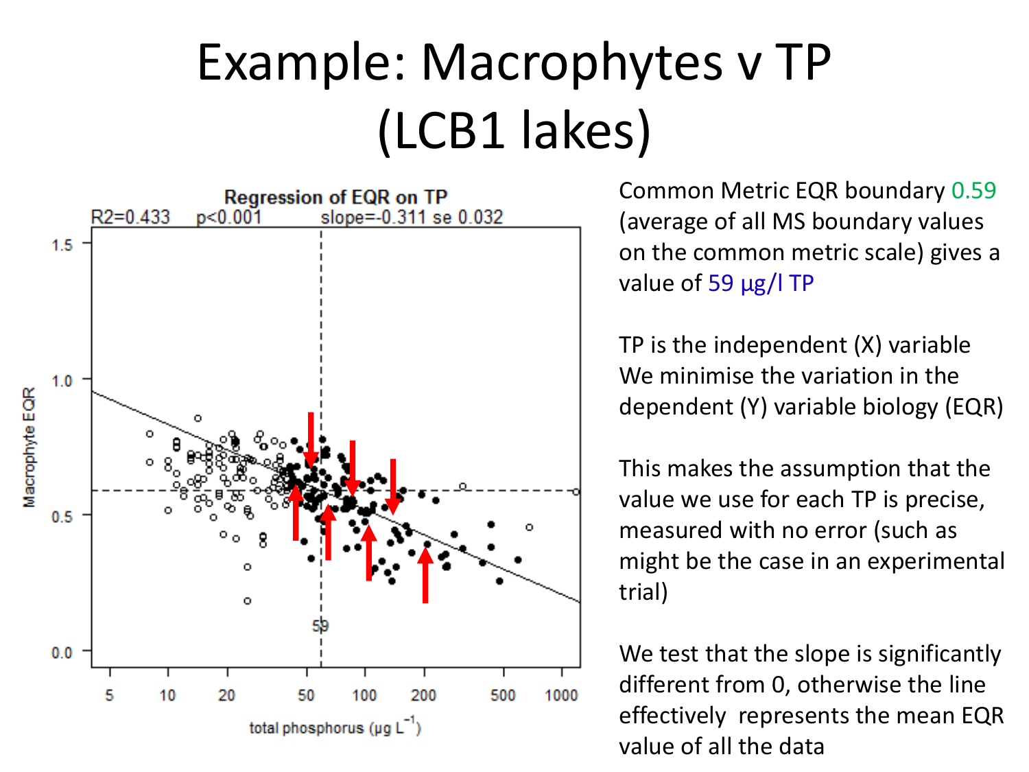# Example: Macrophytes v TP (LCB1 lakes)

Common Metric EQR boundary 0.59 (average of all MS boundary values on the common metric scale) gives a value of 59 µg/l TP

TP is the independent (X) variable
We minimise the variation in the dependent (Y) variable biology (EQR)

This makes the assumption that the value we use for each TP is precise, measured with no error (such as might be the case in an experimental trial)

We test that the slope is significantly different from 0, otherwise the line effectively represents the mean EQR value of all the data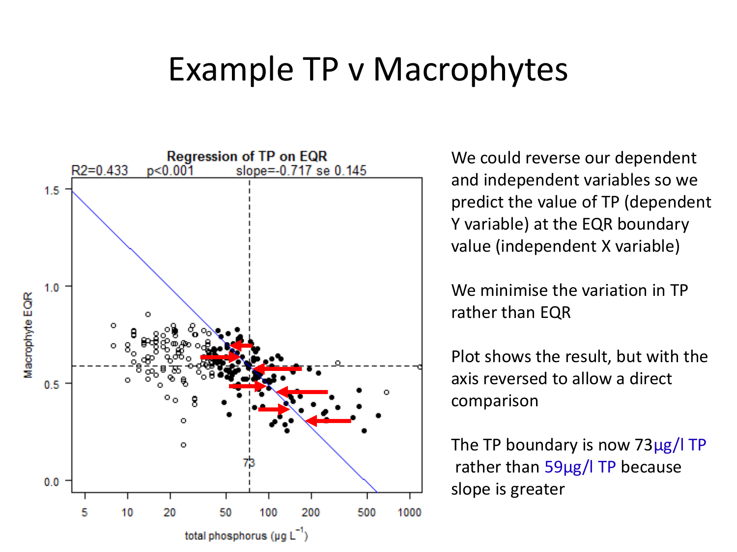# Example TP v Macrophytes

Regression of TP on EQR

$R^2$=0.433 p<0.001 slope=-0.717 se 0.145

We could reverse our dependent and independent variables so we predict the value of TP (dependent Y variable) at the EQR boundary value (independent X variable)

We minimise the variation in TP rather than EQR

Plot shows the result, but with the axis reversed to allow a direct comparison

The TP boundary is now 73µg/l TP rather than 59µg/l TP because slope is greater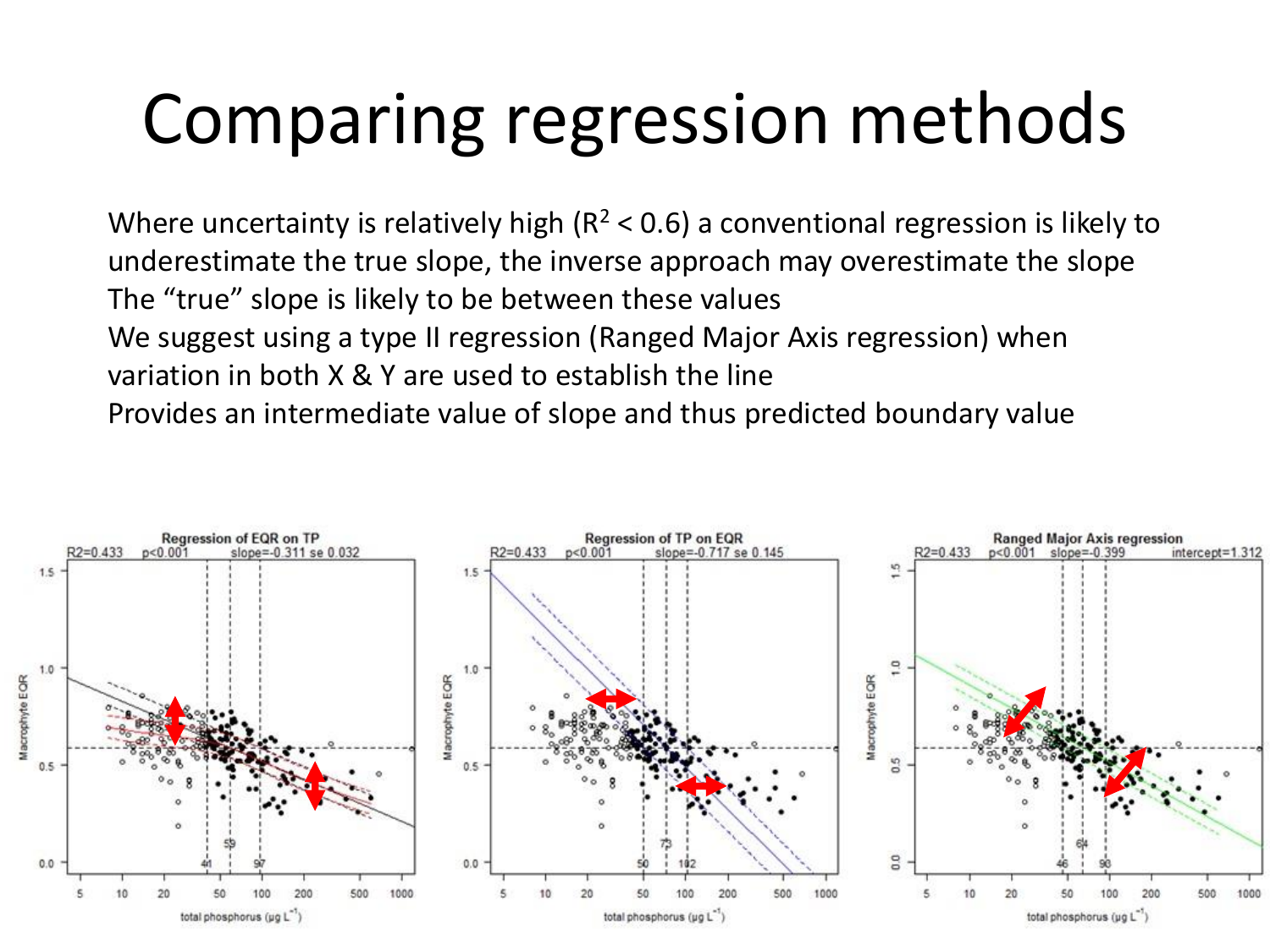# Comparing regression methods

Where uncertainty is relatively high ($R^2 < 0.6$) a conventional regression is likely to underestimate the true slope, the inverse approach may overestimate the slope

The "true" slope is likely to be between these values

We suggest using a type II regression (Ranged Major Axis regression) when variation in both X & Y are used to establish the line

Provides an intermediate value of slope and thus predicted boundary value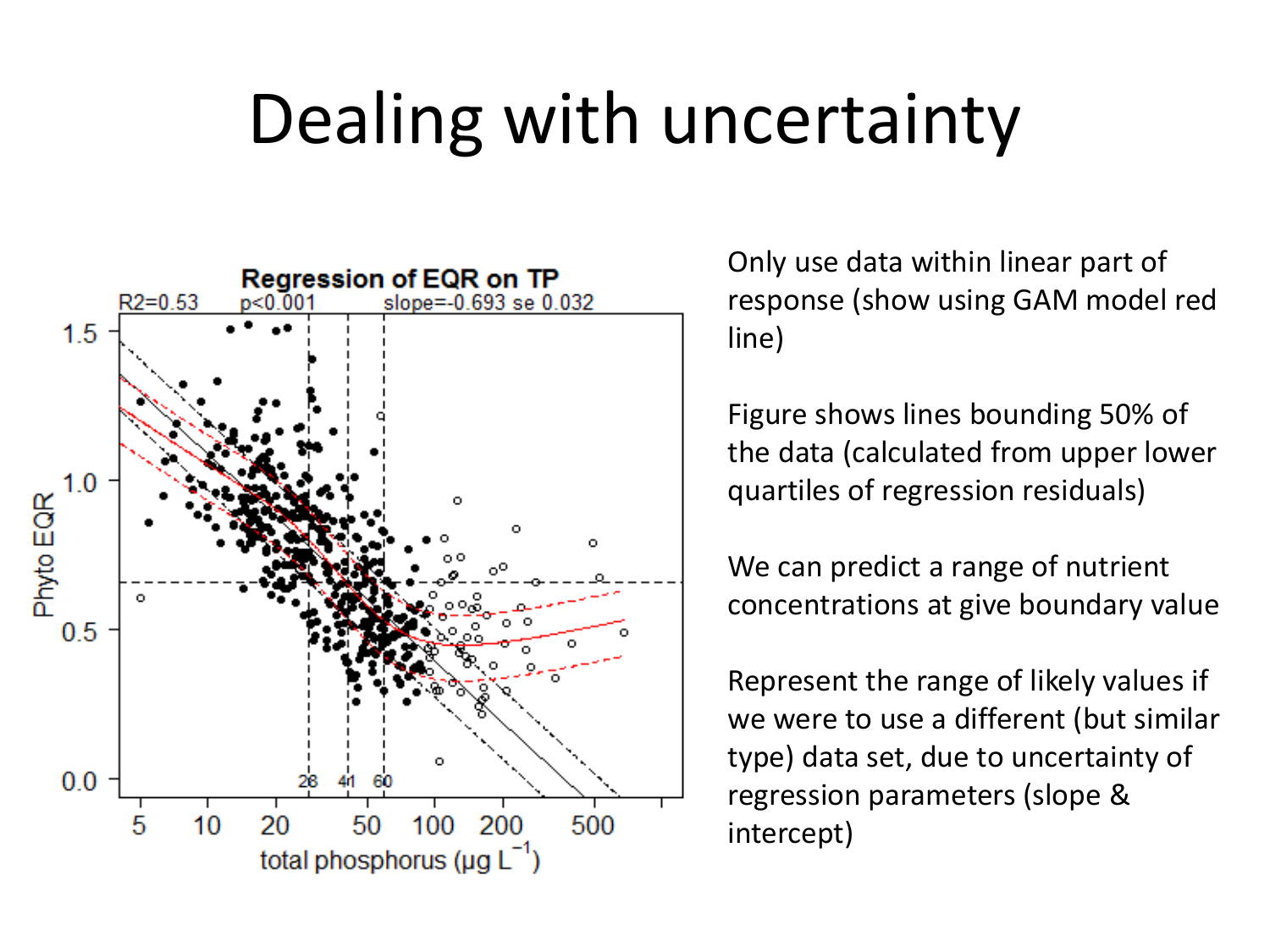# Dealing with uncertainty

Only use data within linear part of response (show using GAM model red line)

Figure shows lines bounding 50% of the data (calculated from upper lower quartiles of regression residuals)

We can predict a range of nutrient concentrations at give boundary value

Represent the range of likely values if we were to use a different (but similar type) data set, due to uncertainty of regression parameters (slope & intercept)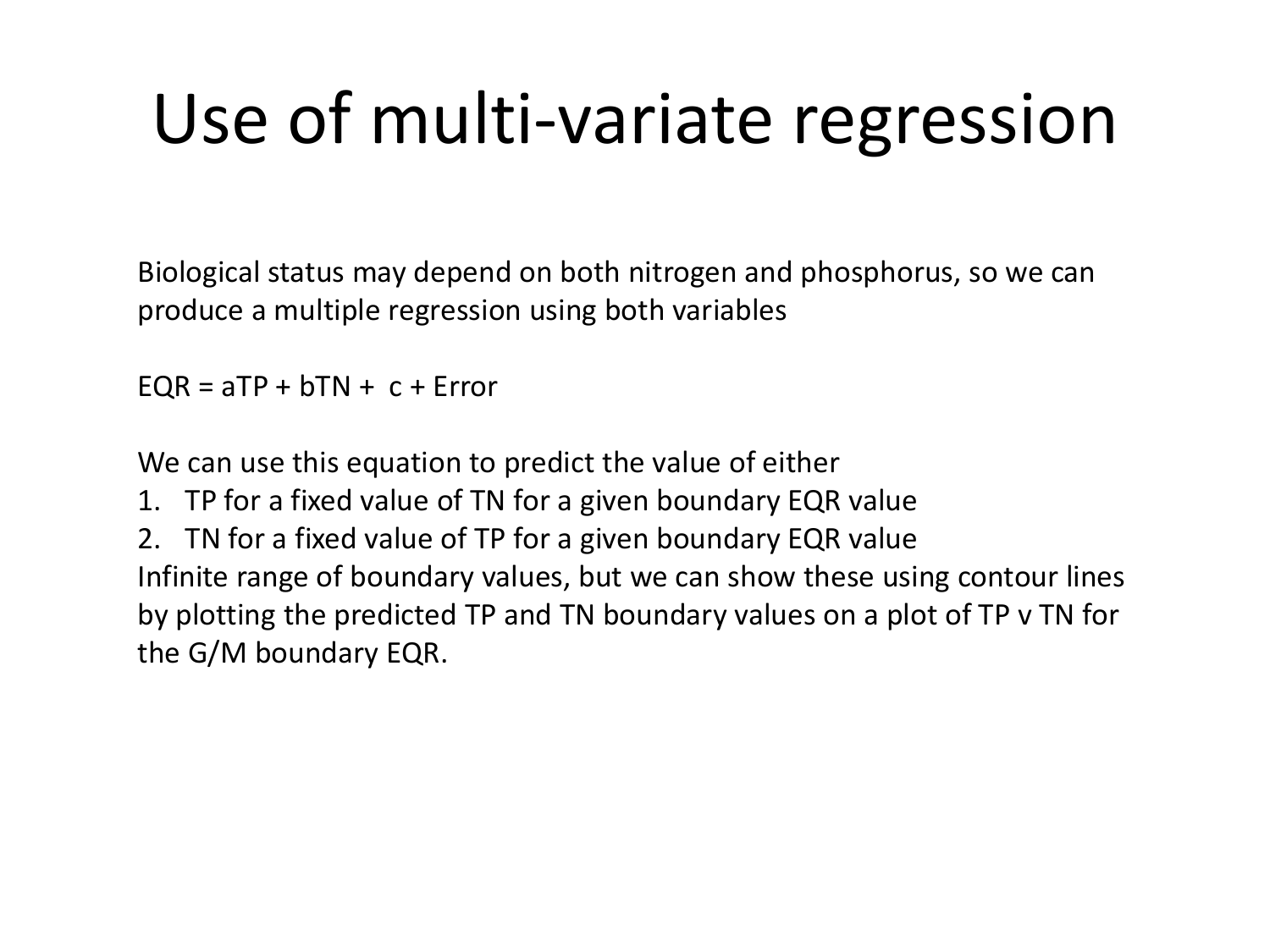# Use of multi-variate regression

Biological status may depend on both nitrogen and phosphorus, so we can produce a multiple regression using both variables

$EQR = aTP + bTN + c + Error$

We can use this equation to predict the value of either

1. TP for a fixed value of TN for a given boundary EQR value
2. TN for a fixed value of TP for a given boundary EQR value

Infinite range of boundary values, but we can show these using contour lines by plotting the predicted TP and TN boundary values on a plot of TP v TN for the G/M boundary EQR.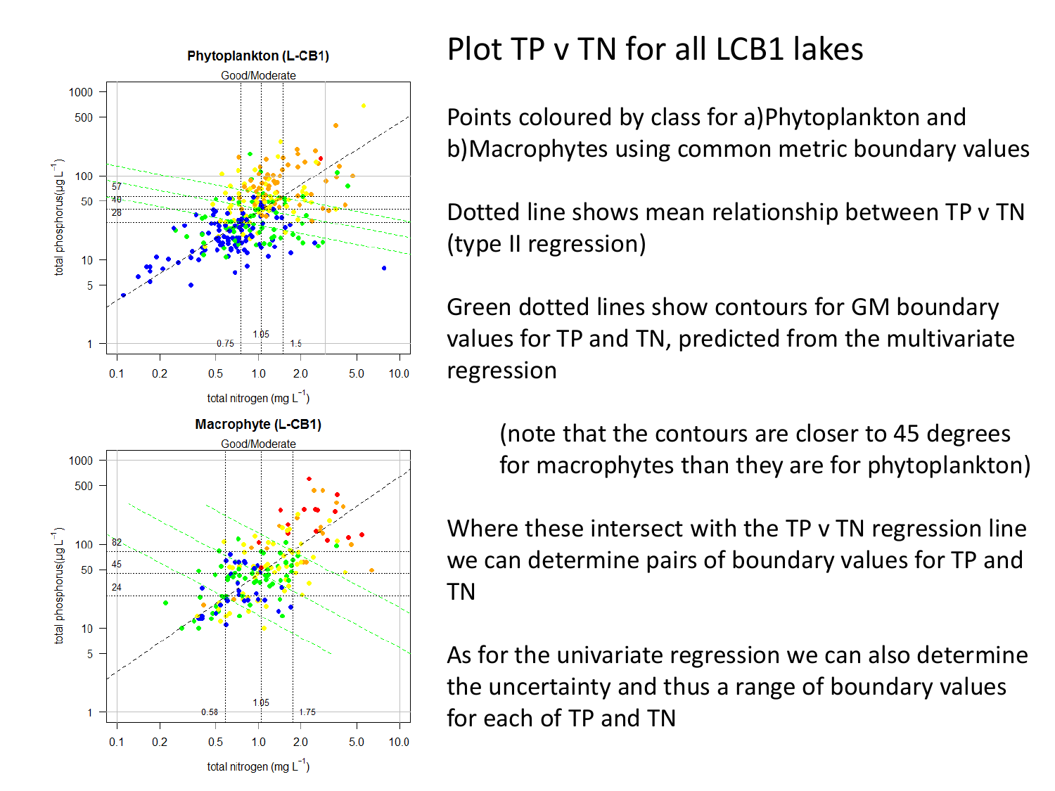# Plot TP v TN for all LCB1 lakes

Points coloured by class for a)Phytoplankton and b)Macrophytes using common metric boundary values

Dotted line shows mean relationship between TP v TN (type II regression)

Green dotted lines show contours for GM boundary values for TP and TN, predicted from the multivariate regression

(note that the contours are closer to 45 degrees for macrophytes than they are for phytoplankton)

Where these intersect with the TP v TN regression line we can determine pairs of boundary values for TP and TN

As for the univariate regression we can also determine the uncertainty and thus a range of boundary values for each of TP and TN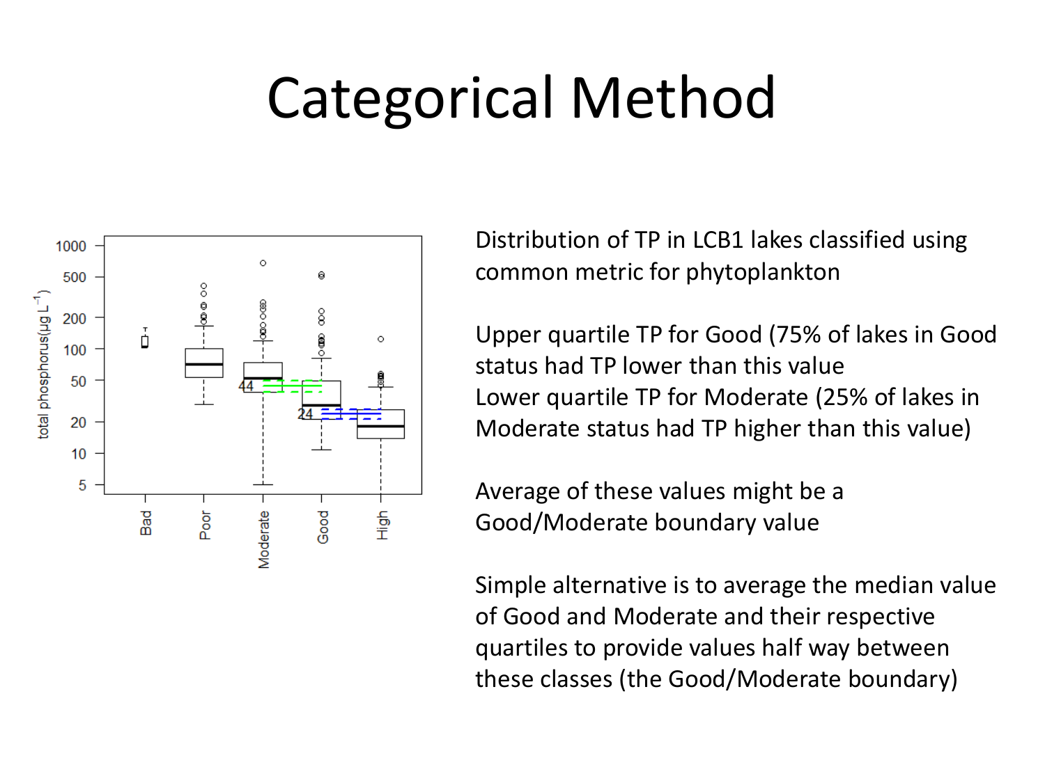# Categorical Method

Distribution of TP in LCB1 lakes classified using common metric for phytoplankton

Upper quartile TP for Good (75% of lakes in Good status had TP lower than this value
Lower quartile TP for Moderate (25% of lakes in Moderate status had TP higher than this value)

Average of these values might be a Good/Moderate boundary value

Simple alternative is to average the median value of Good and Moderate and their respective quartiles to provide values half way between these classes (the Good/Moderate boundary)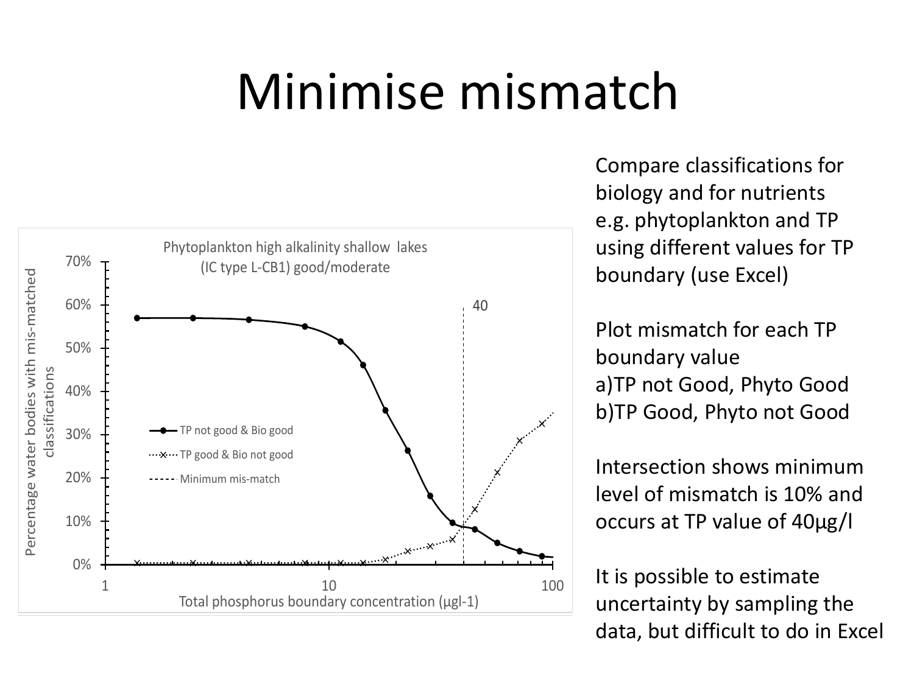# Minimise mismatch

Compare classifications for biology and for nutrients e.g. phytoplankton and TP using different values for TP boundary (use Excel)

Plot mismatch for each TP boundary value
a)TP not Good, Phyto Good
b)TP Good, Phyto not Good

Intersection shows minimum level of mismatch is 10% and occurs at TP value of 40µg/l

It is possible to estimate uncertainty by sampling the data, but difficult to do in Excel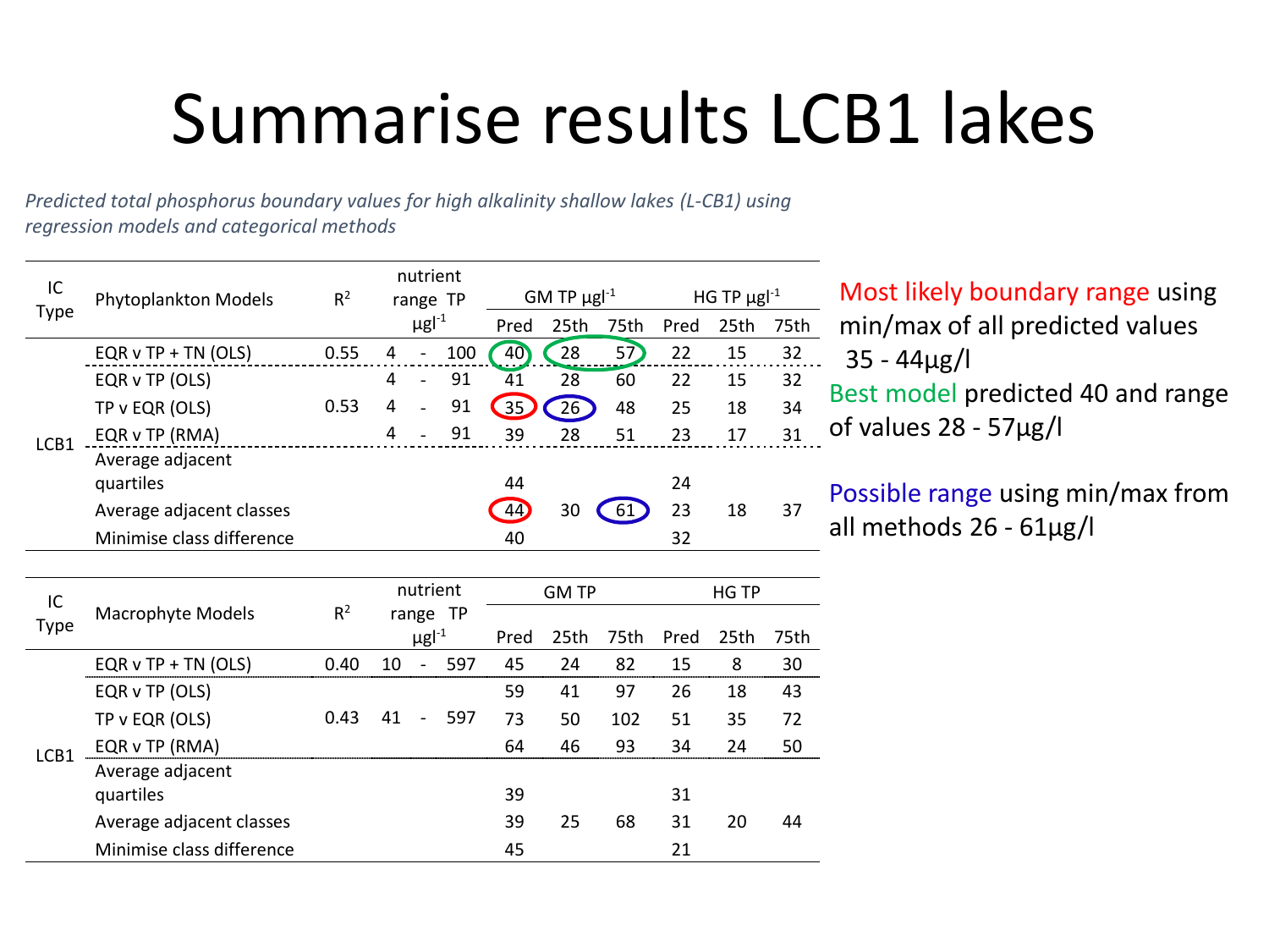# Summarise results LCB1 lakes

*Predicted total phosphorus boundary values for high alkalinity shallow lakes (L-CB1) using regression models and categorical methods*

| IC Type | Phytoplankton Models | $R^2$ | nutrient range TP $\mu g l^{-1}$ | GM TP $\mu g l^{-1}$ | | | HG TP $\mu g l^{-1}$ | | |
|---|---|---|---|---|---|---|---|---|---|
| | | | | Pred | 25th | 75th | Pred | 25th | 75th |
| LCB1 | EQR v TP + TN (OLS) | 0.55 | 4 - 100 | 40 | 28 | 57 | 22 | 15 | 32 |
| | EQR v TP (OLS) | | 4 - 91 | 41 | 28 | 60 | 22 | 15 | 32 |
| | TP v EQR (OLS) | 0.53 | 4 - 91 | 35 | 26 | 48 | 25 | 18 | 34 |
| | EQR v TP (RMA) | | 4 - 91 | 39 | 28 | 51 | 23 | 17 | 31 |
| | Average adjacent quartiles | | | 44 | | | 24 | | |
| | Average adjacent classes | | | 44 | 30 | 61 | 23 | 18 | 37 |
| | Minimise class difference | | | 40 | | | 32 | | |

| IC Type | Macrophyte Models | $R^2$ | nutrient range TP $\mu g l^{-1}$ | GM TP | | | HG TP | | |
|---|---|---|---|---|---|---|---|---|---|
| | | | | Pred | 25th | 75th | Pred | 25th | 75th |
| LCB1 | EQR v TP + TN (OLS) | 0.40 | 10 - 597 | 45 | 24 | 82 | 15 | 8 | 30 |
| | EQR v TP (OLS) | | | 59 | 41 | 97 | 26 | 18 | 43 |
| | TP v EQR (OLS) | 0.43 | 41 - 597 | 73 | 50 | 102 | 51 | 35 | 72 |
| | EQR v TP (RMA) | | | 64 | 46 | 93 | 34 | 24 | 50 |
| | Average adjacent quartiles | | | 39 | | | 31 | | |
| | Average adjacent classes | | | 39 | 25 | 68 | 31 | 20 | 44 |
| | Minimise class difference | | | 45 | | | 21 | | |

Most likely boundary range using min/max of all predicted values 35 - 44µg/l

Best model predicted 40 and range of values 28 - 57µg/l

Possible range using min/max from all methods 26 - 61µg/l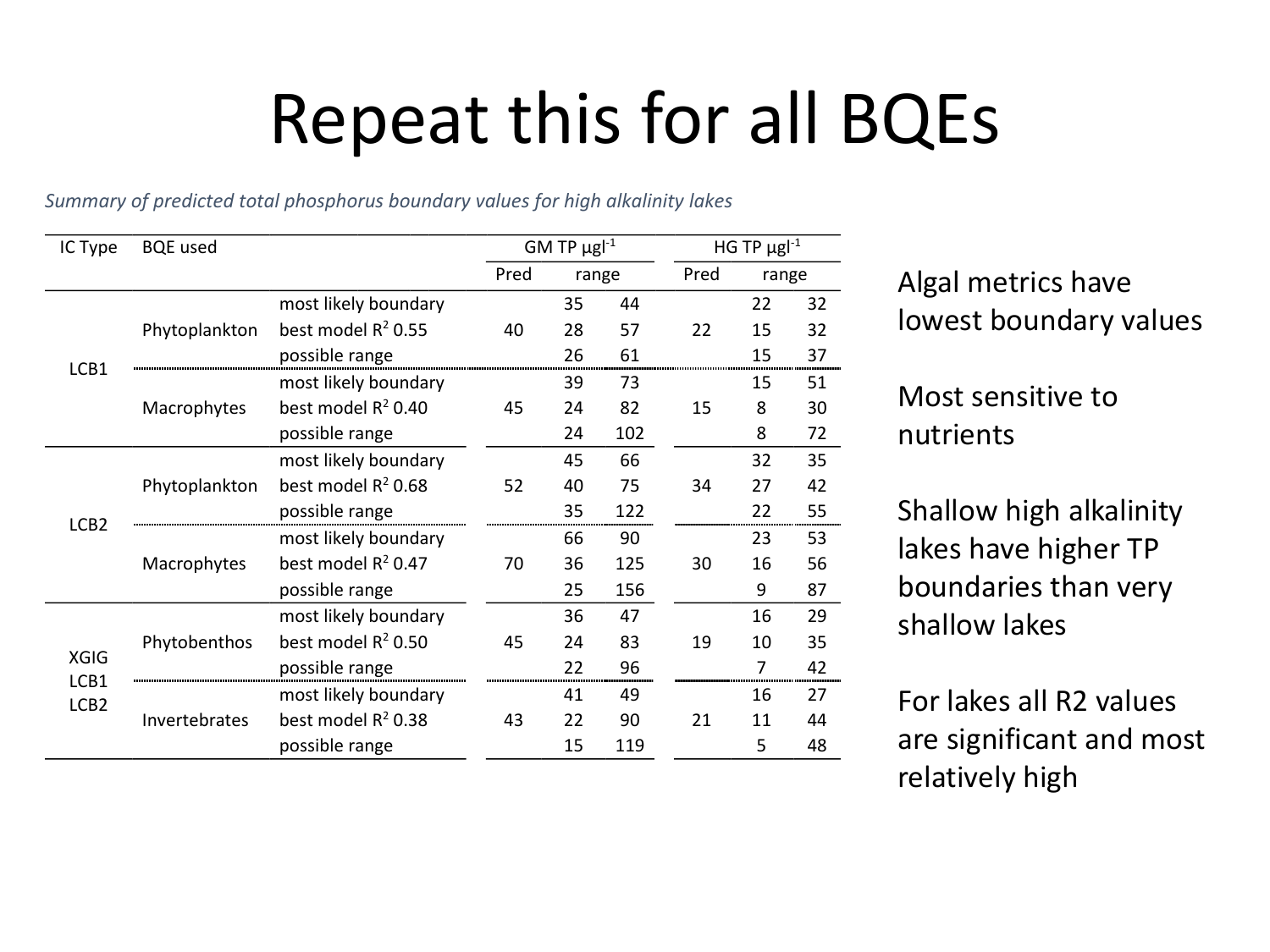# Repeat this for all BQEs

*Summary of predicted total phosphorus boundary values for high alkalinity lakes*

| IC Type | BQE used | | GM TP $\mu gl^{-1}$ | | | HG TP $\mu gl^{-1}$ | | |
|---|---|---|---|---|---|---|---|---|
| | | | Pred | range | | Pred | range | |
| LCB1 | Phytoplankton | most likely boundary | | 35 | 44 | | 22 | 32 |
| | | best model $R^2$ 0.55 | 40 | 28 | 57 | 22 | 15 | 32 |
| | | possible range | | 26 | 61 | | 15 | 37 |
| | Macrophytes | most likely boundary | | 39 | 73 | | 15 | 51 |
| | | best model $R^2$ 0.40 | 45 | 24 | 82 | 15 | 8 | 30 |
| | | possible range | | 24 | 102 | | 8 | 72 |
| LCB2 | Phytoplankton | most likely boundary | | 45 | 66 | | 32 | 35 |
| | | best model $R^2$ 0.68 | 52 | 40 | 75 | 34 | 27 | 42 |
| | | possible range | | 35 | 122 | | 22 | 55 |
| | Macrophytes | most likely boundary | | 66 | 90 | | 23 | 53 |
| | | best model $R^2$ 0.47 | 70 | 36 | 125 | 30 | 16 | 56 |
| | | possible range | | 25 | 156 | | 9 | 87 |
| XGIG LCB1 LCB2 | Phytobenthos | most likely boundary | | 36 | 47 | | 16 | 29 |
| | | best model $R^2$ 0.50 | 45 | 24 | 83 | 19 | 10 | 35 |
| | | possible range | | 22 | 96 | | 7 | 42 |
| | Invertebrates | most likely boundary | | 41 | 49 | | 16 | 27 |
| | | best model $R^2$ 0.38 | 43 | 22 | 90 | 21 | 11 | 44 |
| | | possible range | | 15 | 119 | | 5 | 48 |

Algal metrics have lowest boundary values

Most sensitive to nutrients

Shallow high alkalinity lakes have higher TP boundaries than very shallow lakes

For lakes all R2 values are significant and most relatively high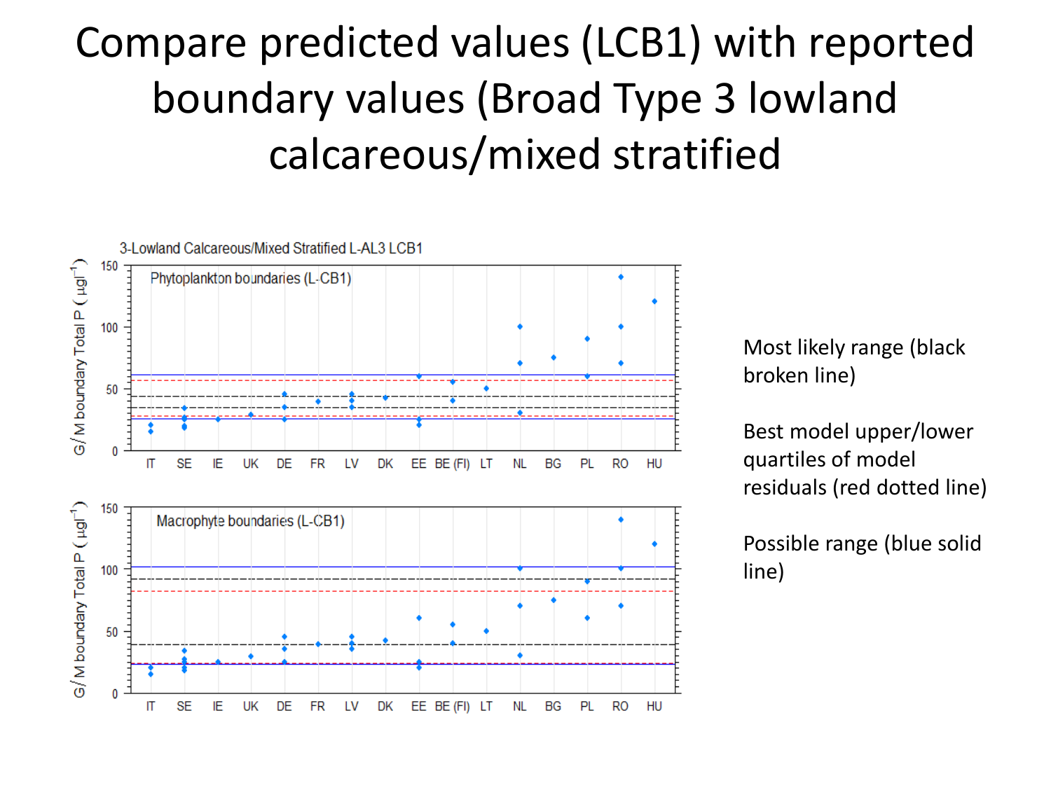# Compare predicted values (LCB1) with reported boundary values (Broad Type 3 lowland calcareous/mixed stratified

3-Lowland Calcareous/Mixed Stratified L-AL3 LCB1

Phytoplankton boundaries (L-CB1)

Macrophyte boundaries (L-CB1)

G/M boundary Total P ( $\mu g l^{-1}$)

IT SE IE UK DE FR LV DK EE BE (FI) LT NL BG PL RO HU

Most likely range (black broken line)

Best model upper/lower quartiles of model residuals (red dotted line)

Possible range (blue solid line)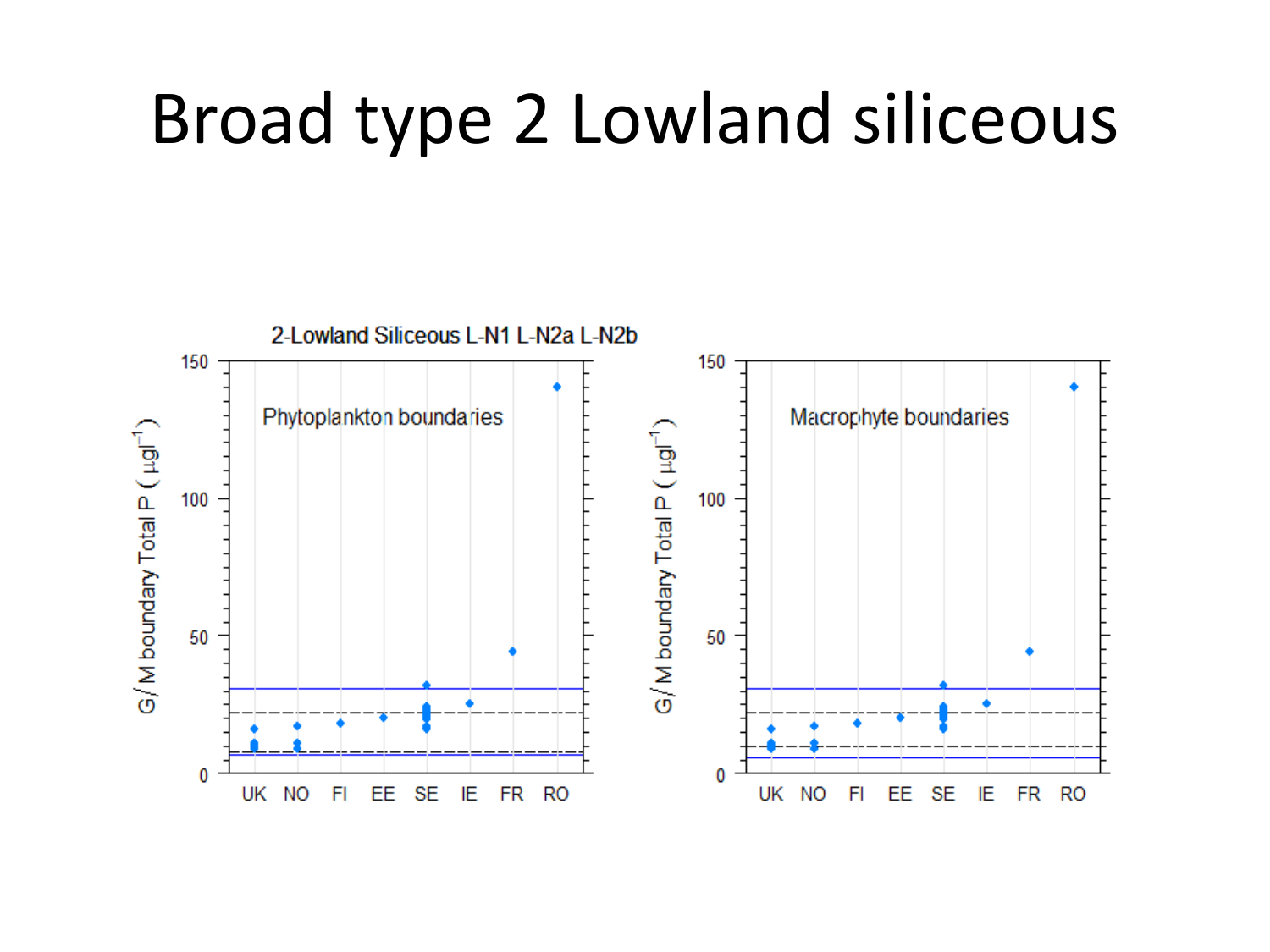# Broad type 2 Lowland siliceous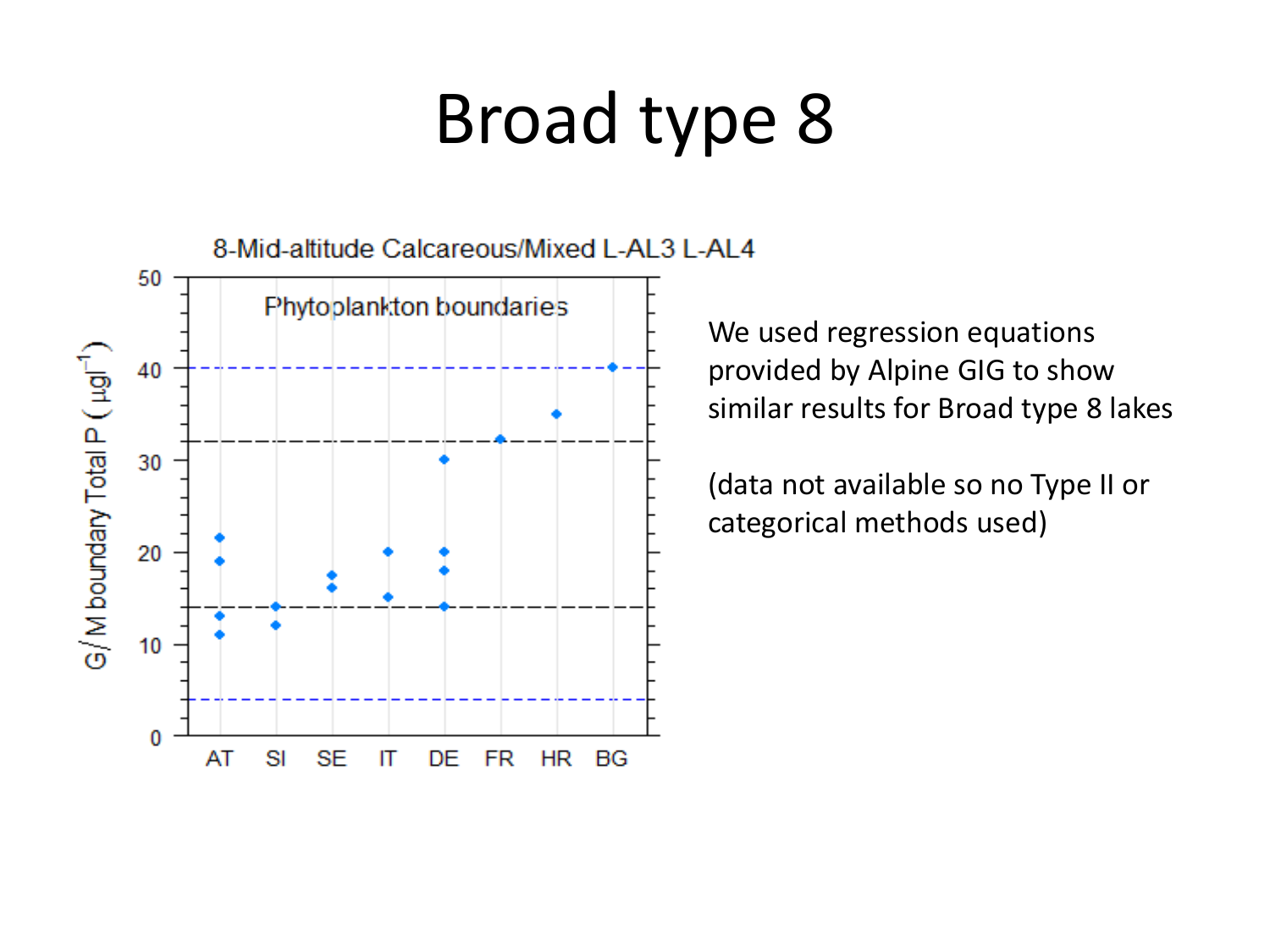# Broad type 8

We used regression equations provided by Alpine GIG to show similar results for Broad type 8 lakes

(data not available so no Type II or categorical methods used)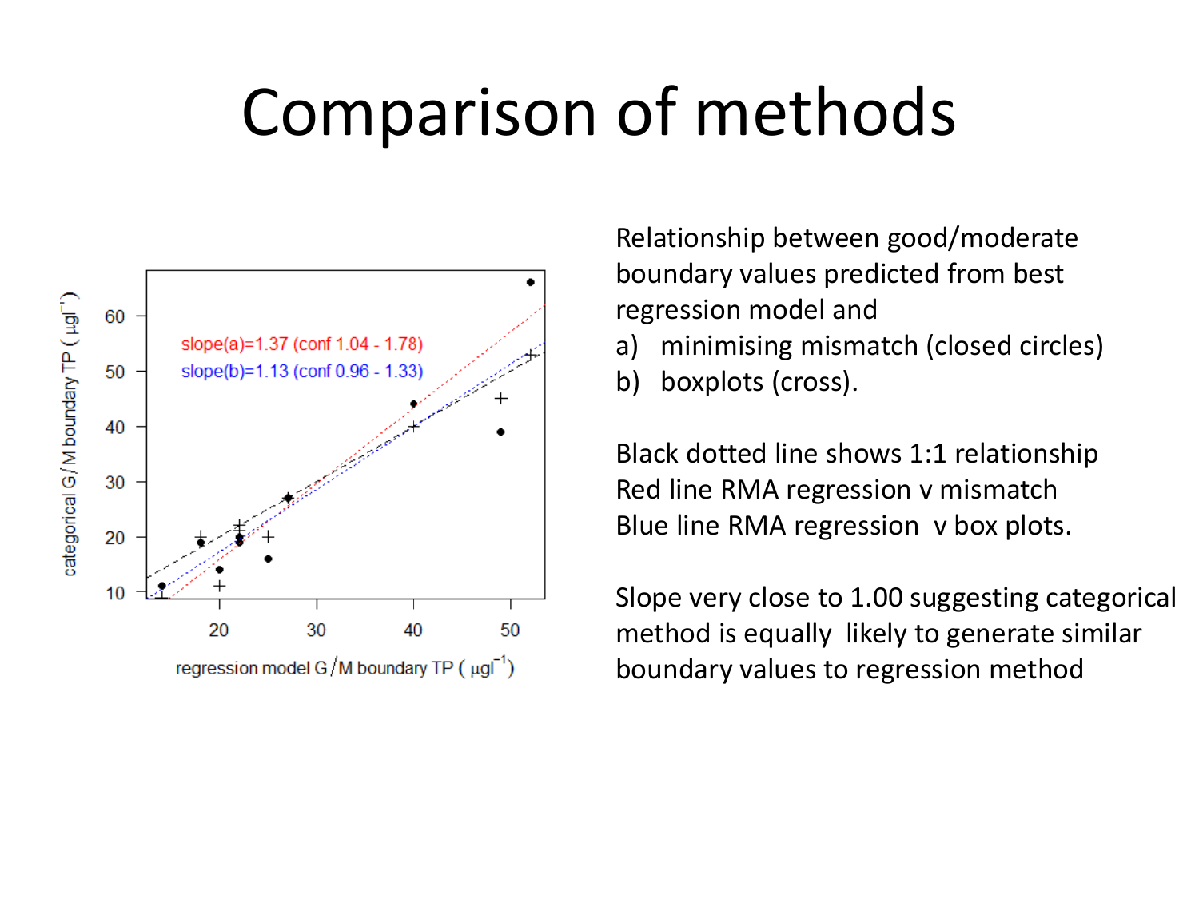# Comparison of methods

Relationship between good/moderate boundary values predicted from best regression model and

a) minimising mismatch (closed circles)
b) boxplots (cross).

Black dotted line shows 1:1 relationship
Red line RMA regression v mismatch
Blue line RMA regression v box plots.

Slope very close to 1.00 suggesting categorical method is equally likely to generate similar boundary values to regression method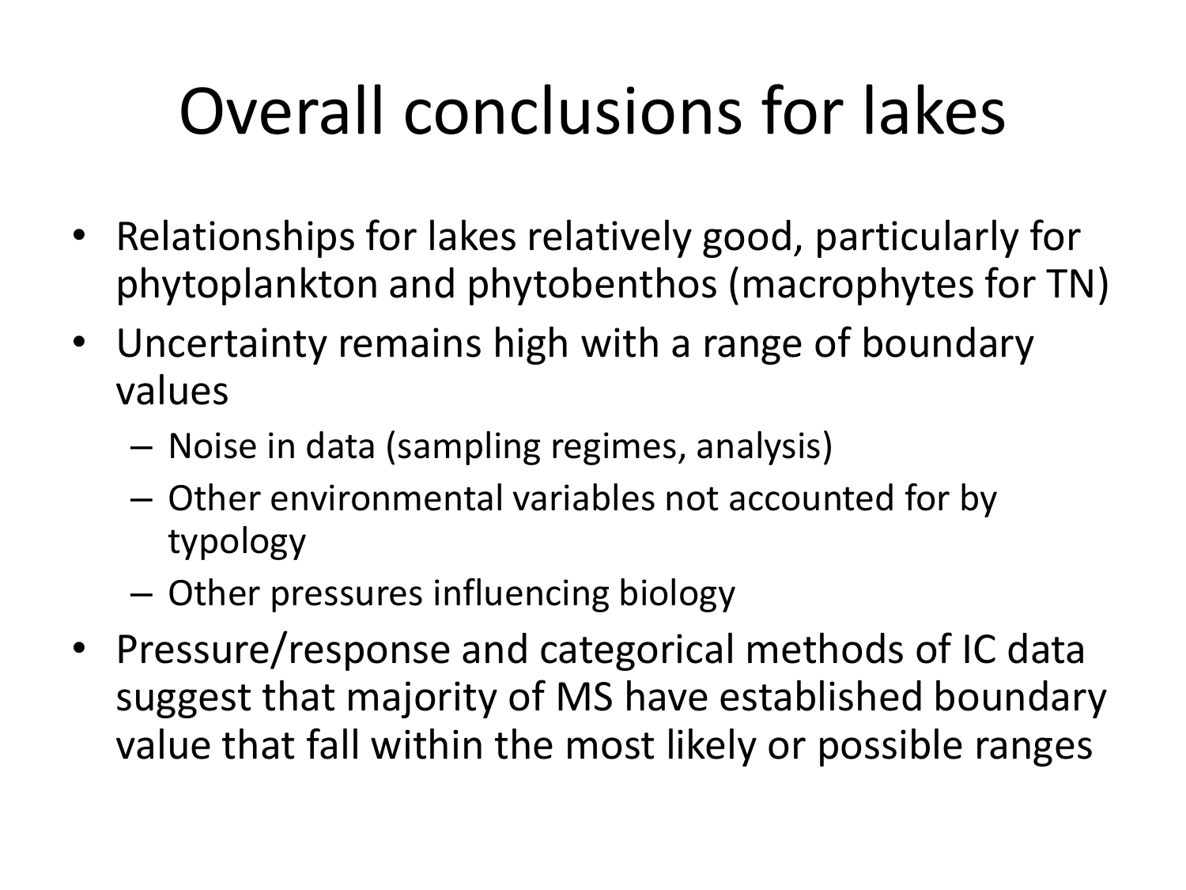# Overall conclusions for lakes

- Relationships for lakes relatively good, particularly for phytoplankton and phytobenthos (macrophytes for TN)
- Uncertainty remains high with a range of boundary values
  - Noise in data (sampling regimes, analysis)
  - Other environmental variables not accounted for by typology
  - Other pressures influencing biology
- Pressure/response and categorical methods of IC data suggest that majority of MS have established boundary value that fall within the most likely or possible ranges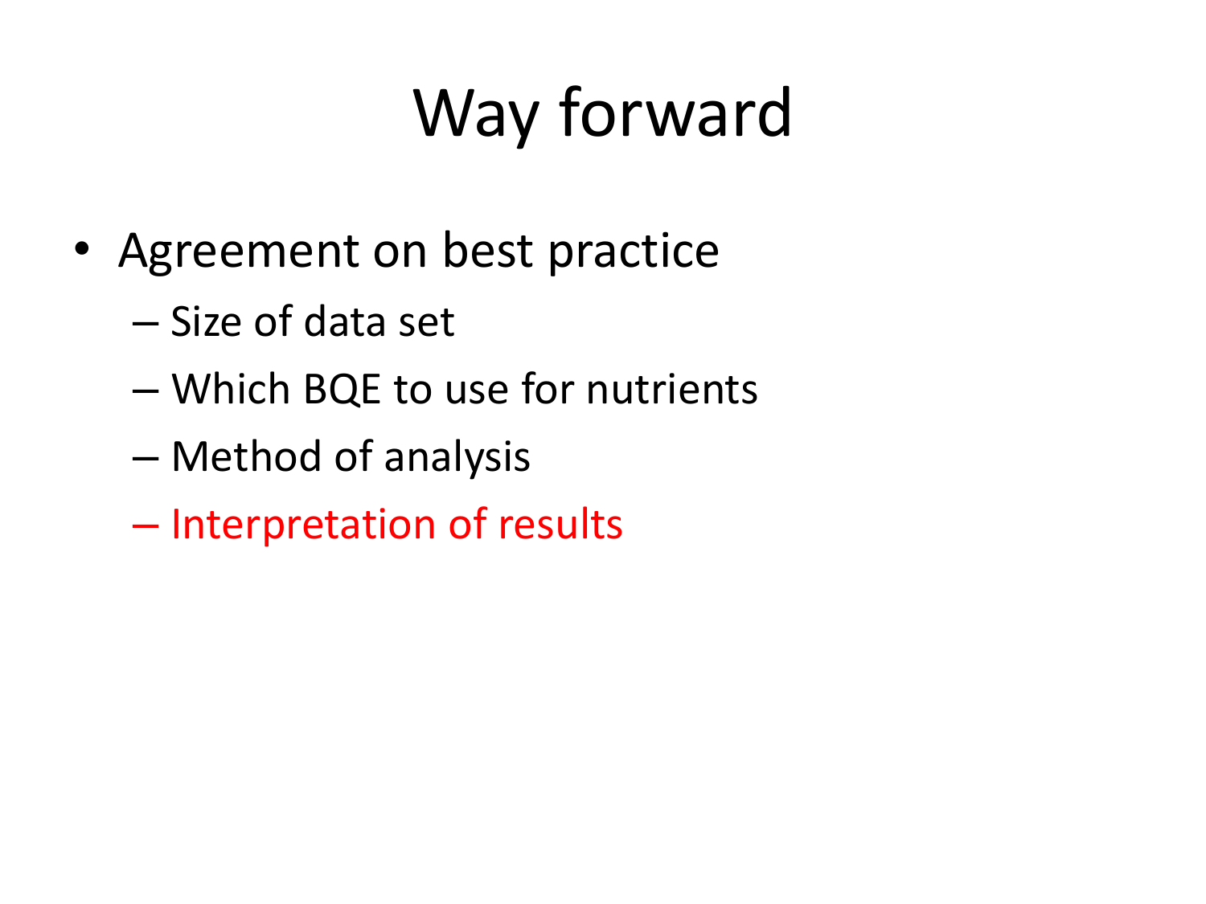# Way forward

- Agreement on best practice
  - Size of data set
  - Which BQE to use for nutrients
  - Method of analysis
  - Interpretation of results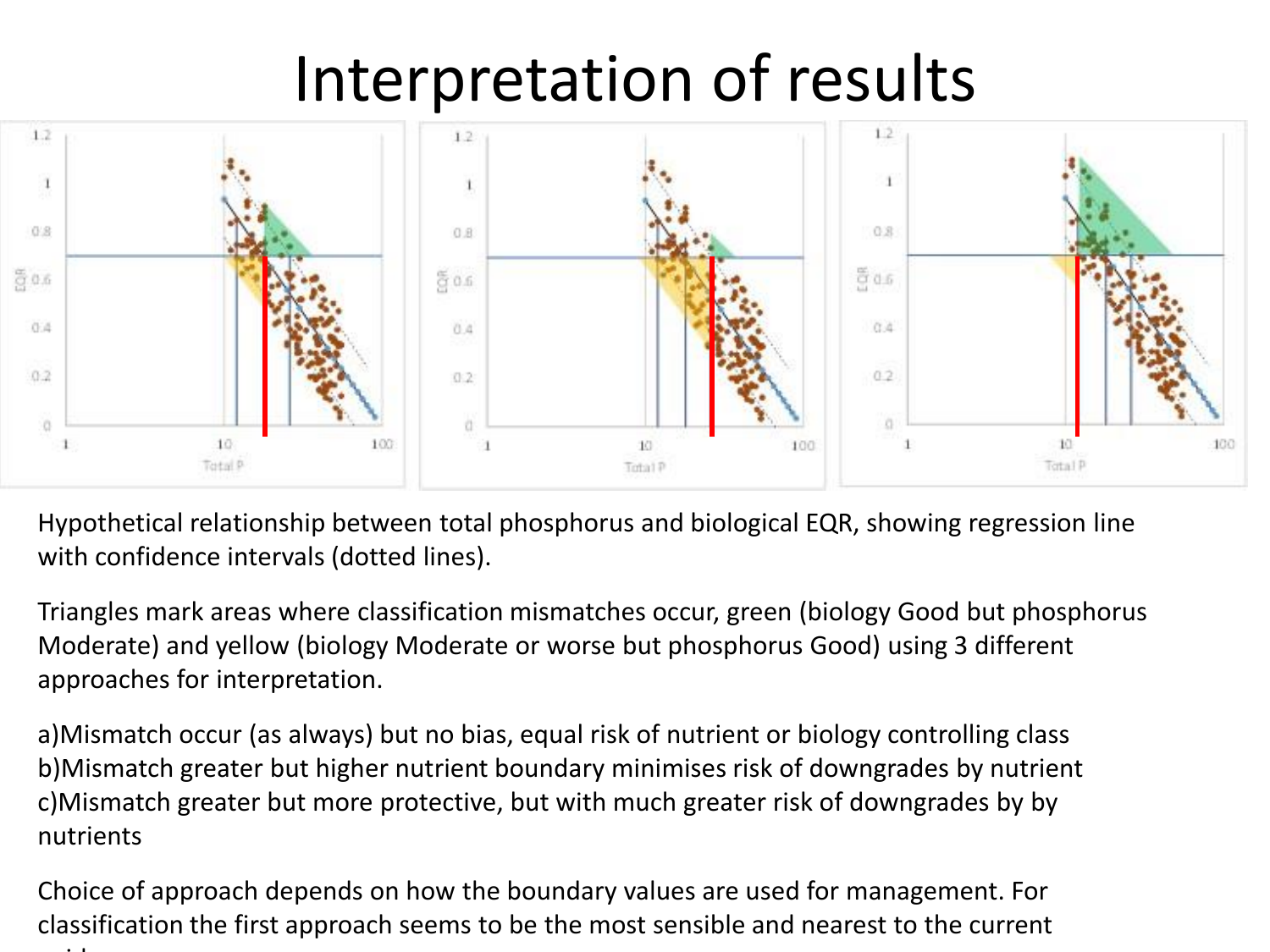# Interpretation of results

Hypothetical relationship between total phosphorus and biological EQR, showing regression line with confidence intervals (dotted lines).

Triangles mark areas where classification mismatches occur, green (biology Good but phosphorus Moderate) and yellow (biology Moderate or worse but phosphorus Good) using 3 different approaches for interpretation.

a)Mismatch occur (as always) but no bias, equal risk of nutrient or biology controlling class
b)Mismatch greater but higher nutrient boundary minimises risk of downgrades by nutrient
c)Mismatch greater but more protective, but with much greater risk of downgrades by by nutrients

Choice of approach depends on how the boundary values are used for management. For classification the first approach seems to be the most sensible and nearest to the current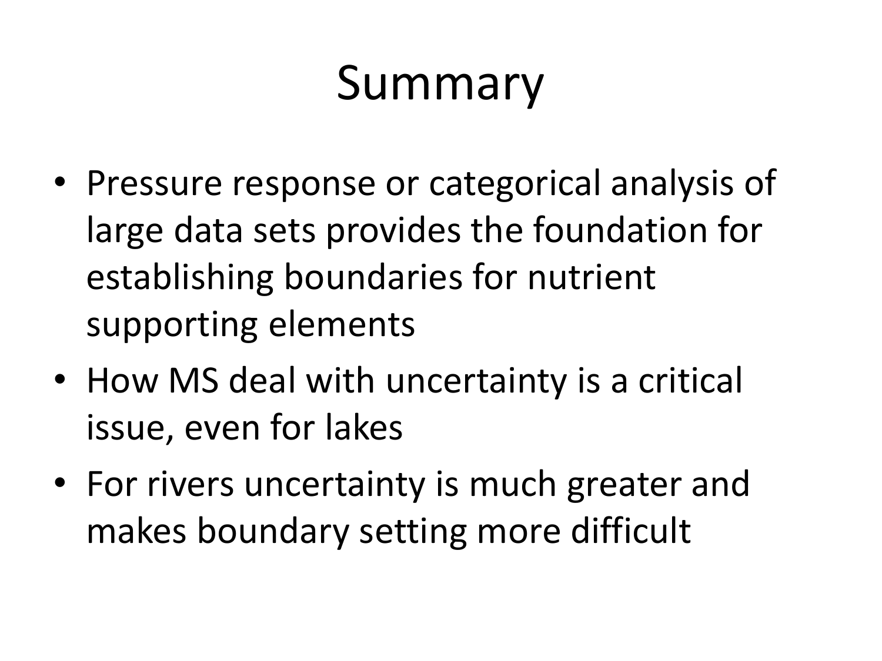# Summary

- Pressure response or categorical analysis of large data sets provides the foundation for establishing boundaries for nutrient supporting elements
- How MS deal with uncertainty is a critical issue, even for lakes
- For rivers uncertainty is much greater and makes boundary setting more difficult